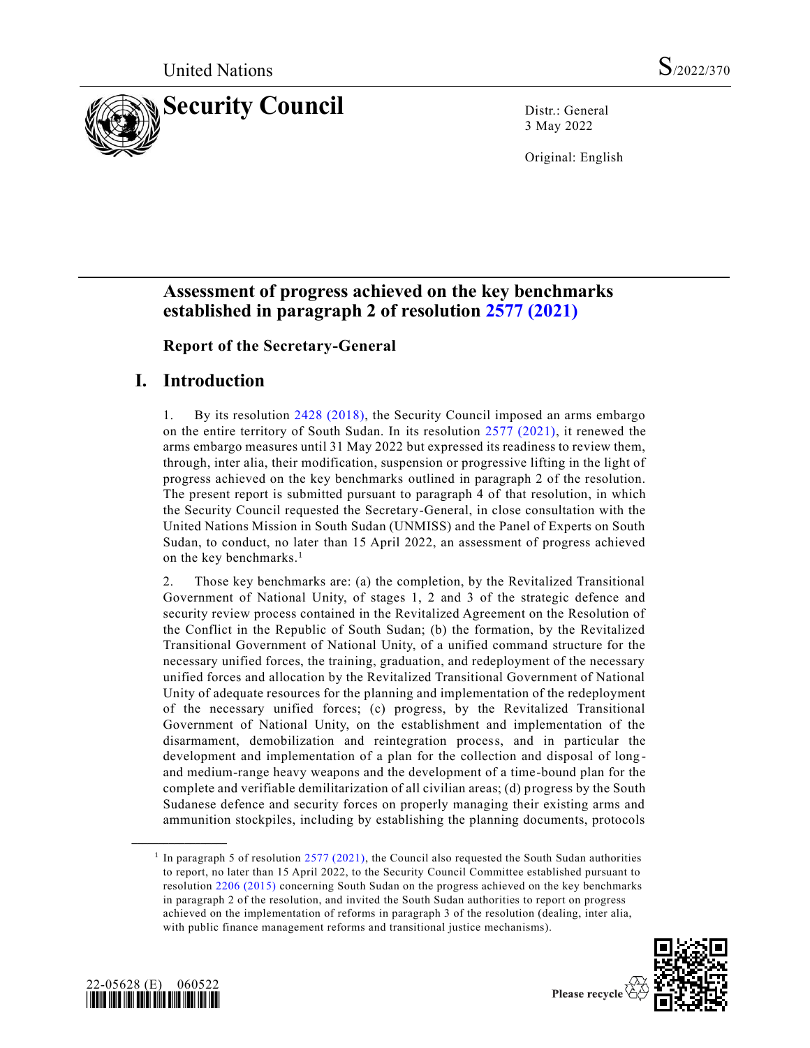United Nations S/2022/370

# Security Council

Distr.: General
3 May 2022

Original: English

## Assessment of progress achieved on the key benchmarks established in paragraph 2 of resolution 2577 (2021)

### Report of the Secretary-General

## I. Introduction

1. By its resolution 2428 (2018), the Security Council imposed an arms embargo on the entire territory of South Sudan. In its resolution 2577 (2021), it renewed the arms embargo measures until 31 May 2022 but expressed its readiness to review them, through, inter alia, their modification, suspension or progressive lifting in the light of progress achieved on the key benchmarks outlined in paragraph 2 of the resolution. The present report is submitted pursuant to paragraph 4 of that resolution, in which the Security Council requested the Secretary-General, in close consultation with the United Nations Mission in South Sudan (UNMISS) and the Panel of Experts on South Sudan, to conduct, no later than 15 April 2022, an assessment of progress achieved on the key benchmarks.[1]

2. Those key benchmarks are: (a) the completion, by the Revitalized Transitional Government of National Unity, of stages 1, 2 and 3 of the strategic defence and security review process contained in the Revitalized Agreement on the Resolution of the Conflict in the Republic of South Sudan; (b) the formation, by the Revitalized Transitional Government of National Unity, of a unified command structure for the necessary unified forces, the training, graduation, and redeployment of the necessary unified forces and allocation by the Revitalized Transitional Government of National Unity of adequate resources for the planning and implementation of the redeployment of the necessary unified forces; (c) progress, by the Revitalized Transitional Government of National Unity, on the establishment and implementation of the disarmament, demobilization and reintegration process, and in particular the development and implementation of a plan for the collection and disposal of long- and medium-range heavy weapons and the development of a time-bound plan for the complete and verifiable demilitarization of all civilian areas; (d) progress by the South Sudanese defence and security forces on properly managing their existing arms and ammunition stockpiles, including by establishing the planning documents, protocols

[1] In paragraph 5 of resolution 2577 (2021), the Council also requested the South Sudan authorities to report, no later than 15 April 2022, to the Security Council Committee established pursuant to resolution 2206 (2015) concerning South Sudan on the progress achieved on the key benchmarks in paragraph 2 of the resolution, and invited the South Sudan authorities to report on progress achieved on the implementation of reforms in paragraph 3 of the resolution (dealing, inter alia, with public finance management reforms and transitional justice mechanisms).

22-05628 (E) 060522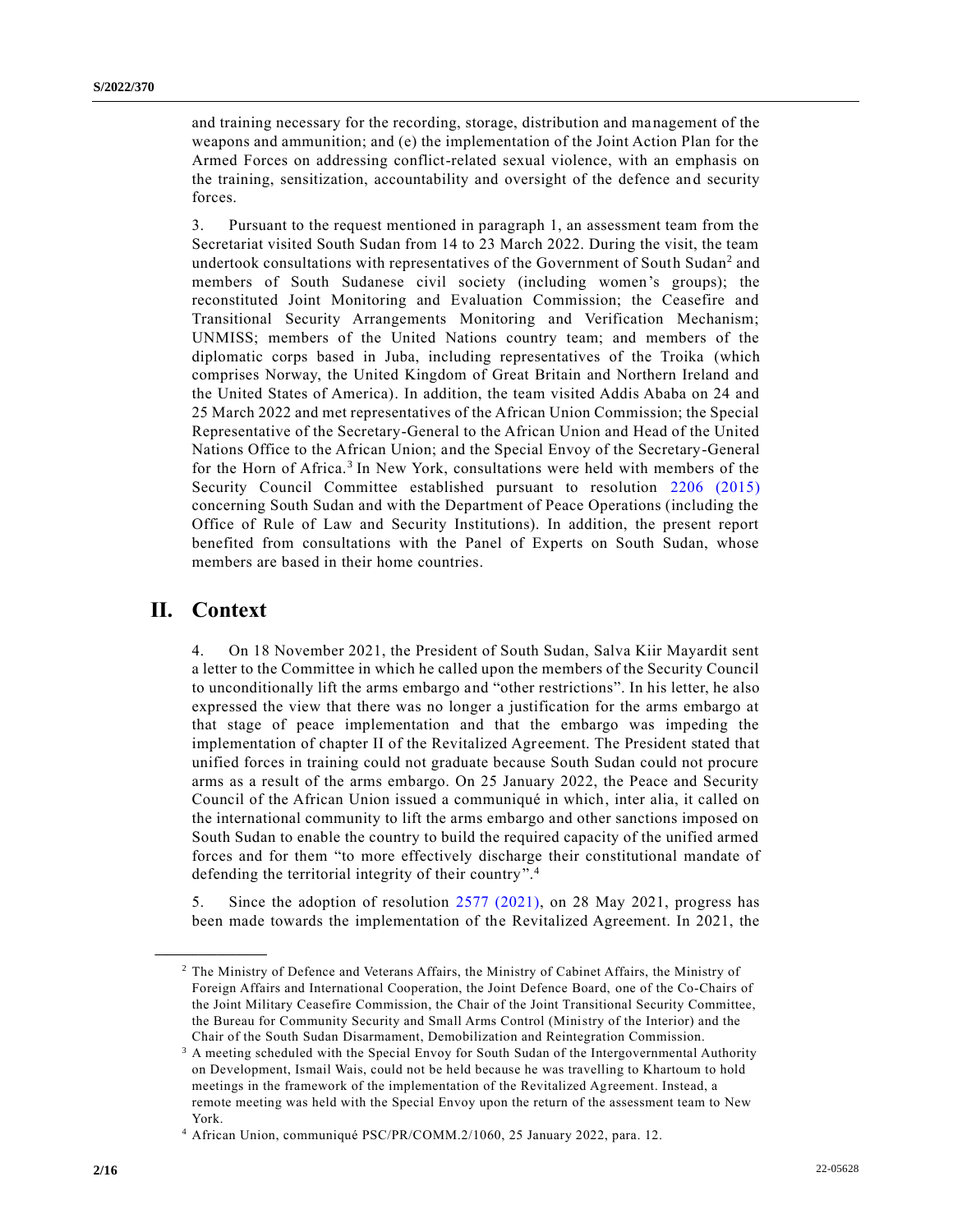and training necessary for the recording, storage, distribution and management of the weapons and ammunition; and (e) the implementation of the Joint Action Plan for the Armed Forces on addressing conflict-related sexual violence, with an emphasis on the training, sensitization, accountability and oversight of the defence and security forces.

3. Pursuant to the request mentioned in paragraph 1, an assessment team from the Secretariat visited South Sudan from 14 to 23 March 2022. During the visit, the team undertook consultations with representatives of the Government of South Sudan[2] and members of South Sudanese civil society (including women's groups); the reconstituted Joint Monitoring and Evaluation Commission; the Ceasefire and Transitional Security Arrangements Monitoring and Verification Mechanism; UNMISS; members of the United Nations country team; and members of the diplomatic corps based in Juba, including representatives of the Troika (which comprises Norway, the United Kingdom of Great Britain and Northern Ireland and the United States of America). In addition, the team visited Addis Ababa on 24 and 25 March 2022 and met representatives of the African Union Commission; the Special Representative of the Secretary-General to the African Union and Head of the United Nations Office to the African Union; and the Special Envoy of the Secretary-General for the Horn of Africa.[3] In New York, consultations were held with members of the Security Council Committee established pursuant to resolution 2206 (2015) concerning South Sudan and with the Department of Peace Operations (including the Office of Rule of Law and Security Institutions). In addition, the present report benefited from consultations with the Panel of Experts on South Sudan, whose members are based in their home countries.

## II. Context

4. On 18 November 2021, the President of South Sudan, Salva Kiir Mayardit sent a letter to the Committee in which he called upon the members of the Security Council to unconditionally lift the arms embargo and "other restrictions". In his letter, he also expressed the view that there was no longer a justification for the arms embargo at that stage of peace implementation and that the embargo was impeding the implementation of chapter II of the Revitalized Agreement. The President stated that unified forces in training could not graduate because South Sudan could not procure arms as a result of the arms embargo. On 25 January 2022, the Peace and Security Council of the African Union issued a communiqué in which, inter alia, it called on the international community to lift the arms embargo and other sanctions imposed on South Sudan to enable the country to build the required capacity of the unified armed forces and for them "to more effectively discharge their constitutional mandate of defending the territorial integrity of their country".[4]

5. Since the adoption of resolution 2577 (2021), on 28 May 2021, progress has been made towards the implementation of the Revitalized Agreement. In 2021, the

---

[2] The Ministry of Defence and Veterans Affairs, the Ministry of Cabinet Affairs, the Ministry of Foreign Affairs and International Cooperation, the Joint Defence Board, one of the Co-Chairs of the Joint Military Ceasefire Commission, the Chair of the Joint Transitional Security Committee, the Bureau for Community Security and Small Arms Control (Ministry of the Interior) and the Chair of the South Sudan Disarmament, Demobilization and Reintegration Commission.

[3] A meeting scheduled with the Special Envoy for South Sudan of the Intergovernmental Authority on Development, Ismail Wais, could not be held because he was travelling to Khartoum to hold meetings in the framework of the implementation of the Revitalized Agreement. Instead, a remote meeting was held with the Special Envoy upon the return of the assessment team to New York.

[4] African Union, communiqué PSC/PR/COMM.2/1060, 25 January 2022, para. 12.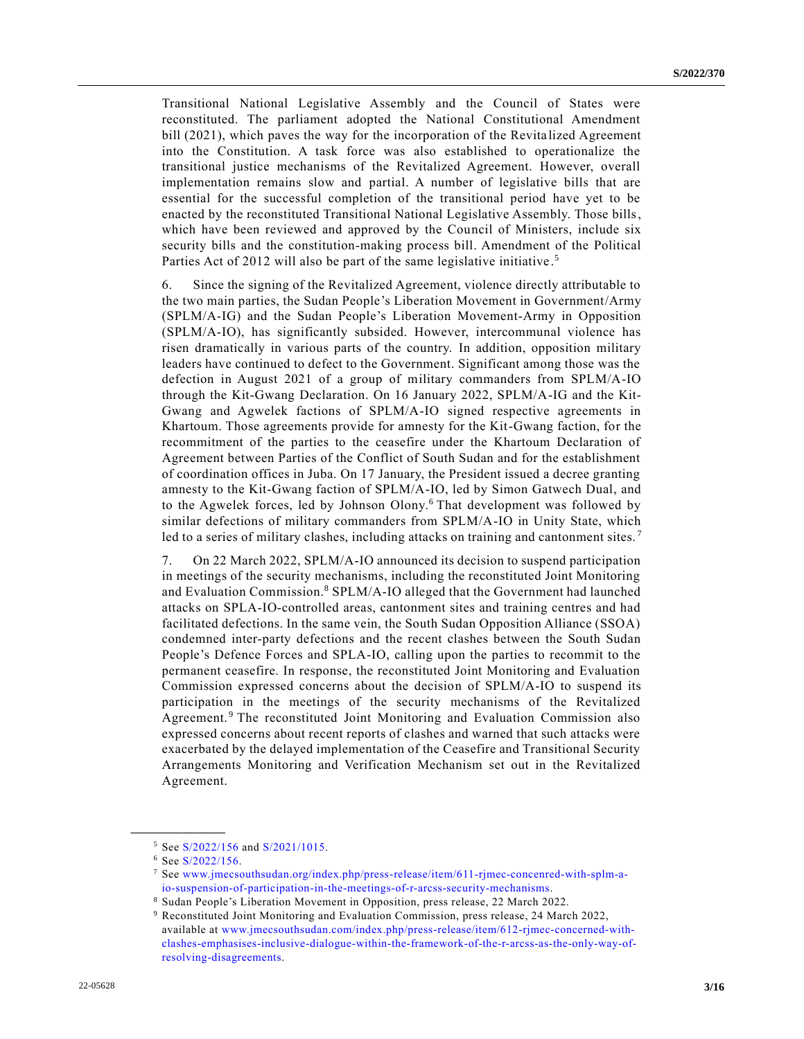Transitional National Legislative Assembly and the Council of States were reconstituted. The parliament adopted the National Constitutional Amendment bill (2021), which paves the way for the incorporation of the Revitalized Agreement into the Constitution. A task force was also established to operationalize the transitional justice mechanisms of the Revitalized Agreement. However, overall implementation remains slow and partial. A number of legislative bills that are essential for the successful completion of the transitional period have yet to be enacted by the reconstituted Transitional National Legislative Assembly. Those bills, which have been reviewed and approved by the Council of Ministers, include six security bills and the constitution-making process bill. Amendment of the Political Parties Act of 2012 will also be part of the same legislative initiative.[5]

6. Since the signing of the Revitalized Agreement, violence directly attributable to the two main parties, the Sudan People's Liberation Movement in Government/Army (SPLM/A-IG) and the Sudan People's Liberation Movement-Army in Opposition (SPLM/A-IO), has significantly subsided. However, intercommunal violence has risen dramatically in various parts of the country. In addition, opposition military leaders have continued to defect to the Government. Significant among those was the defection in August 2021 of a group of military commanders from SPLM/A-IO through the Kit-Gwang Declaration. On 16 January 2022, SPLM/A-IG and the Kit-Gwang and Agwelek factions of SPLM/A-IO signed respective agreements in Khartoum. Those agreements provide for amnesty for the Kit-Gwang faction, for the recommitment of the parties to the ceasefire under the Khartoum Declaration of Agreement between Parties of the Conflict of South Sudan and for the establishment of coordination offices in Juba. On 17 January, the President issued a decree granting amnesty to the Kit-Gwang faction of SPLM/A-IO, led by Simon Gatwech Dual, and to the Agwelek forces, led by Johnson Olony.[6] That development was followed by similar defections of military commanders from SPLM/A-IO in Unity State, which led to a series of military clashes, including attacks on training and cantonment sites.[7]

7. On 22 March 2022, SPLM/A-IO announced its decision to suspend participation in meetings of the security mechanisms, including the reconstituted Joint Monitoring and Evaluation Commission.[8] SPLM/A-IO alleged that the Government had launched attacks on SPLA-IO-controlled areas, cantonment sites and training centres and had facilitated defections. In the same vein, the South Sudan Opposition Alliance (SSOA) condemned inter-party defections and the recent clashes between the South Sudan People's Defence Forces and SPLA-IO, calling upon the parties to recommit to the permanent ceasefire. In response, the reconstituted Joint Monitoring and Evaluation Commission expressed concerns about the decision of SPLM/A-IO to suspend its participation in the meetings of the security mechanisms of the Revitalized Agreement.[9] The reconstituted Joint Monitoring and Evaluation Commission also expressed concerns about recent reports of clashes and warned that such attacks were exacerbated by the delayed implementation of the Ceasefire and Transitional Security Arrangements Monitoring and Verification Mechanism set out in the Revitalized Agreement.

---

[5] See S/2022/156 and S/2021/1015.

[6] See S/2022/156.

[7] See www.jmecsouthsudan.org/index.php/press-release/item/611-rjmec-concenred-with-splm-a-io-suspension-of-participation-in-the-meetings-of-r-arcss-security-mechanisms.

[8] Sudan People's Liberation Movement in Opposition, press release, 22 March 2022.

[9] Reconstituted Joint Monitoring and Evaluation Commission, press release, 24 March 2022, available at www.jmecsouthsudan.com/index.php/press-release/item/612-rjmec-concerned-with-clashes-emphasises-inclusive-dialogue-within-the-framework-of-the-r-arcss-as-the-only-way-of-resolving-disagreements.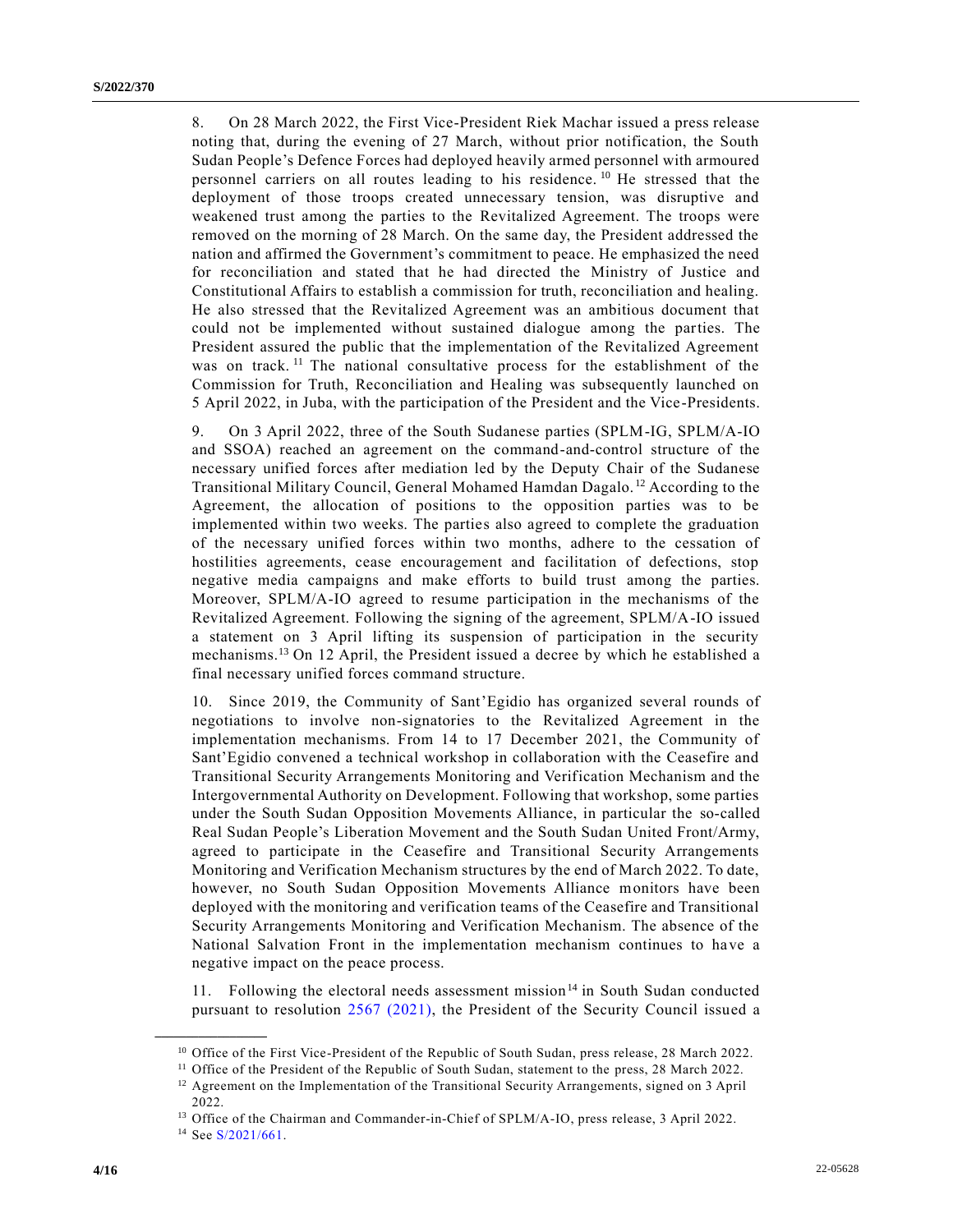8. On 28 March 2022, the First Vice-President Riek Machar issued a press release noting that, during the evening of 27 March, without prior notification, the South Sudan People's Defence Forces had deployed heavily armed personnel with armoured personnel carriers on all routes leading to his residence.[10] He stressed that the deployment of those troops created unnecessary tension, was disruptive and weakened trust among the parties to the Revitalized Agreement. The troops were removed on the morning of 28 March. On the same day, the President addressed the nation and affirmed the Government's commitment to peace. He emphasized the need for reconciliation and stated that he had directed the Ministry of Justice and Constitutional Affairs to establish a commission for truth, reconciliation and healing. He also stressed that the Revitalized Agreement was an ambitious document that could not be implemented without sustained dialogue among the parties. The President assured the public that the implementation of the Revitalized Agreement was on track.[11] The national consultative process for the establishment of the Commission for Truth, Reconciliation and Healing was subsequently launched on 5 April 2022, in Juba, with the participation of the President and the Vice-Presidents.

9. On 3 April 2022, three of the South Sudanese parties (SPLM-IG, SPLM/A-IO and SSOA) reached an agreement on the command-and-control structure of the necessary unified forces after mediation led by the Deputy Chair of the Sudanese Transitional Military Council, General Mohamed Hamdan Dagalo.[12] According to the Agreement, the allocation of positions to the opposition parties was to be implemented within two weeks. The parties also agreed to complete the graduation of the necessary unified forces within two months, adhere to the cessation of hostilities agreements, cease encouragement and facilitation of defections, stop negative media campaigns and make efforts to build trust among the parties. Moreover, SPLM/A-IO agreed to resume participation in the mechanisms of the Revitalized Agreement. Following the signing of the agreement, SPLM/A-IO issued a statement on 3 April lifting its suspension of participation in the security mechanisms.[13] On 12 April, the President issued a decree by which he established a final necessary unified forces command structure.

10. Since 2019, the Community of Sant'Egidio has organized several rounds of negotiations to involve non-signatories to the Revitalized Agreement in the implementation mechanisms. From 14 to 17 December 2021, the Community of Sant'Egidio convened a technical workshop in collaboration with the Ceasefire and Transitional Security Arrangements Monitoring and Verification Mechanism and the Intergovernmental Authority on Development. Following that workshop, some parties under the South Sudan Opposition Movements Alliance, in particular the so-called Real Sudan People's Liberation Movement and the South Sudan United Front/Army, agreed to participate in the Ceasefire and Transitional Security Arrangements Monitoring and Verification Mechanism structures by the end of March 2022. To date, however, no South Sudan Opposition Movements Alliance monitors have been deployed with the monitoring and verification teams of the Ceasefire and Transitional Security Arrangements Monitoring and Verification Mechanism. The absence of the National Salvation Front in the implementation mechanism continues to have a negative impact on the peace process.

11. Following the electoral needs assessment mission[14] in South Sudan conducted pursuant to resolution 2567 (2021), the President of the Security Council issued a

---

[10] Office of the First Vice-President of the Republic of South Sudan, press release, 28 March 2022.

[11] Office of the President of the Republic of South Sudan, statement to the press, 28 March 2022.

[12] Agreement on the Implementation of the Transitional Security Arrangements, signed on 3 April 2022.

[13] Office of the Chairman and Commander-in-Chief of SPLM/A-IO, press release, 3 April 2022.

[14] See S/2021/661.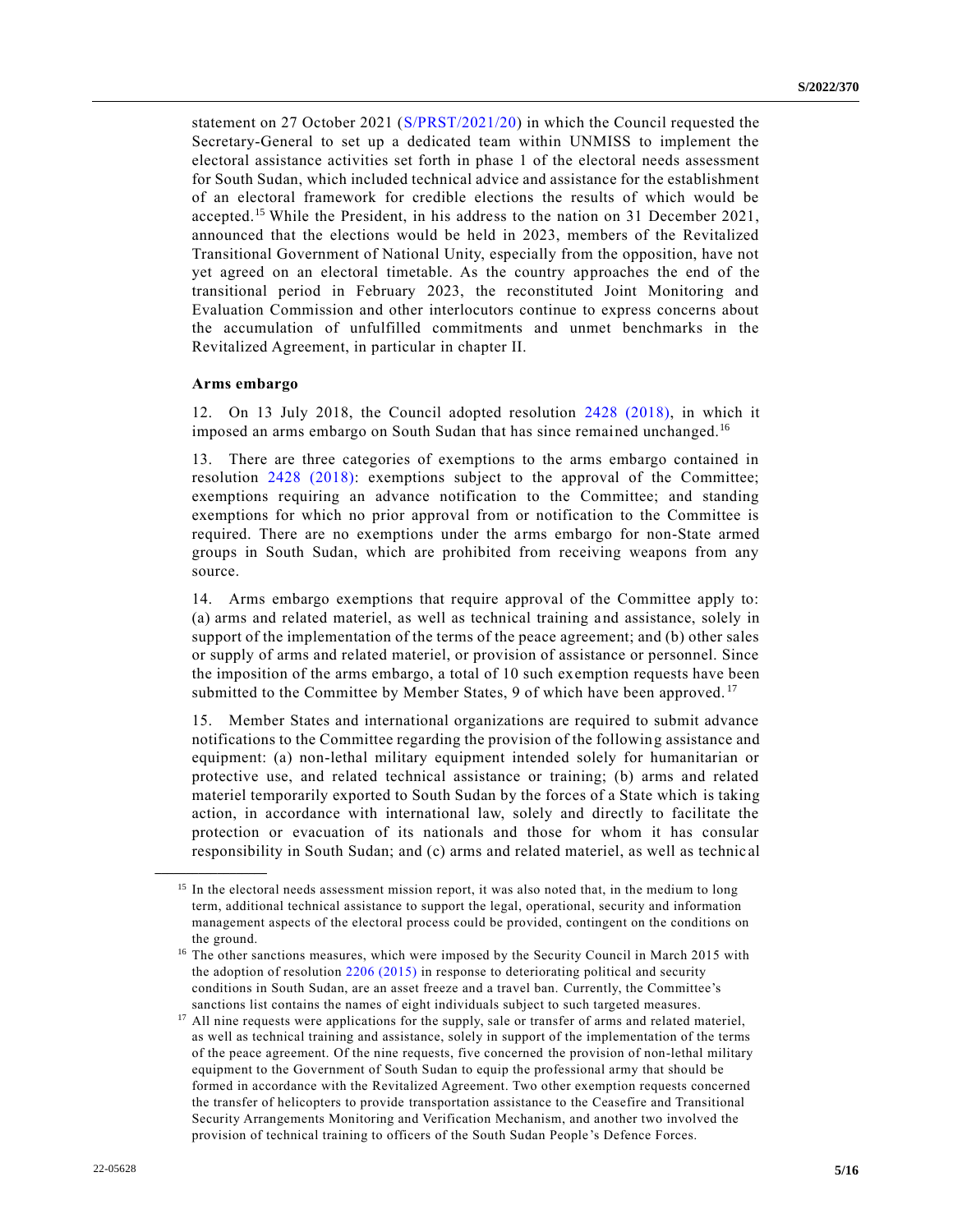statement on 27 October 2021 (S/PRST/2021/20) in which the Council requested the Secretary-General to set up a dedicated team within UNMISS to implement the electoral assistance activities set forth in phase 1 of the electoral needs assessment for South Sudan, which included technical advice and assistance for the establishment of an electoral framework for credible elections the results of which would be accepted.[15] While the President, in his address to the nation on 31 December 2021, announced that the elections would be held in 2023, members of the Revitalized Transitional Government of National Unity, especially from the opposition, have not yet agreed on an electoral timetable. As the country approaches the end of the transitional period in February 2023, the reconstituted Joint Monitoring and Evaluation Commission and other interlocutors continue to express concerns about the accumulation of unfulfilled commitments and unmet benchmarks in the Revitalized Agreement, in particular in chapter II.

**Arms embargo**

12. On 13 July 2018, the Council adopted resolution 2428 (2018), in which it imposed an arms embargo on South Sudan that has since remained unchanged.[16]

13. There are three categories of exemptions to the arms embargo contained in resolution 2428 (2018): exemptions subject to the approval of the Committee; exemptions requiring an advance notification to the Committee; and standing exemptions for which no prior approval from or notification to the Committee is required. There are no exemptions under the arms embargo for non-State armed groups in South Sudan, which are prohibited from receiving weapons from any source.

14. Arms embargo exemptions that require approval of the Committee apply to: (a) arms and related materiel, as well as technical training and assistance, solely in support of the implementation of the terms of the peace agreement; and (b) other sales or supply of arms and related materiel, or provision of assistance or personnel. Since the imposition of the arms embargo, a total of 10 such exemption requests have been submitted to the Committee by Member States, 9 of which have been approved.[17]

15. Member States and international organizations are required to submit advance notifications to the Committee regarding the provision of the following assistance and equipment: (a) non-lethal military equipment intended solely for humanitarian or protective use, and related technical assistance or training; (b) arms and related materiel temporarily exported to South Sudan by the forces of a State which is taking action, in accordance with international law, solely and directly to facilitate the protection or evacuation of its nationals and those for whom it has consular responsibility in South Sudan; and (c) arms and related materiel, as well as technical

---

[15] In the electoral needs assessment mission report, it was also noted that, in the medium to long term, additional technical assistance to support the legal, operational, security and information management aspects of the electoral process could be provided, contingent on the conditions on the ground.

[16] The other sanctions measures, which were imposed by the Security Council in March 2015 with the adoption of resolution 2206 (2015) in response to deteriorating political and security conditions in South Sudan, are an asset freeze and a travel ban. Currently, the Committee's sanctions list contains the names of eight individuals subject to such targeted measures.

[17] All nine requests were applications for the supply, sale or transfer of arms and related materiel, as well as technical training and assistance, solely in support of the implementation of the terms of the peace agreement. Of the nine requests, five concerned the provision of non-lethal military equipment to the Government of South Sudan to equip the professional army that should be formed in accordance with the Revitalized Agreement. Two other exemption requests concerned the transfer of helicopters to provide transportation assistance to the Ceasefire and Transitional Security Arrangements Monitoring and Verification Mechanism, and another two involved the provision of technical training to officers of the South Sudan People's Defence Forces.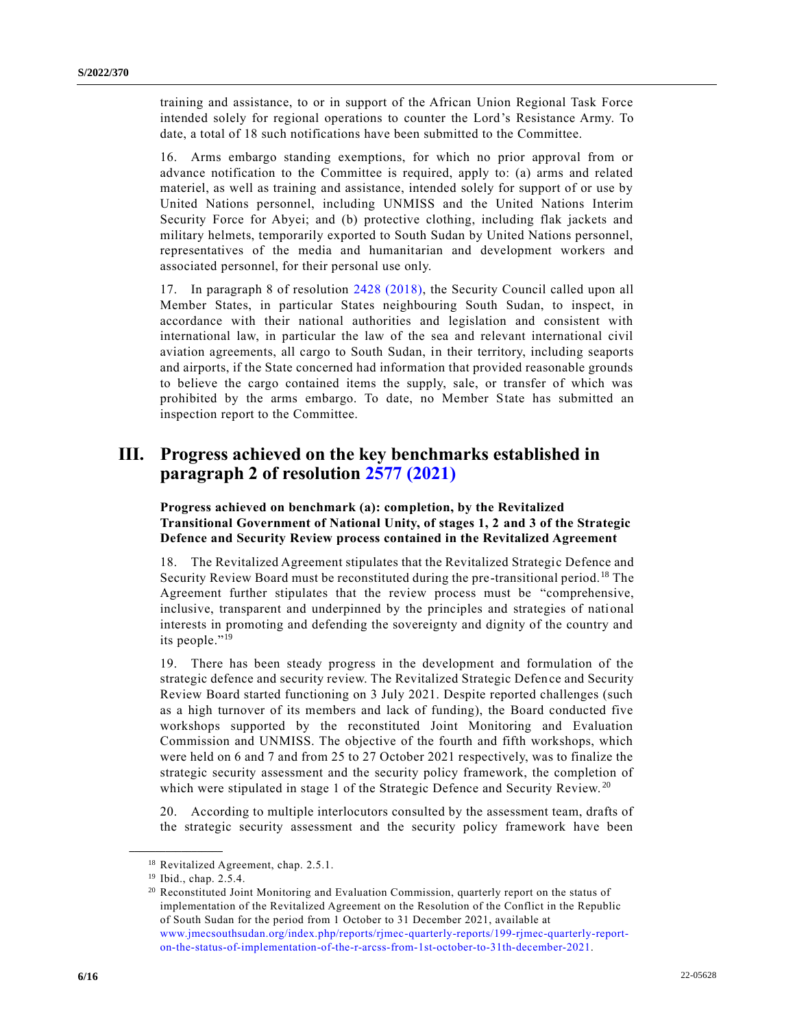training and assistance, to or in support of the African Union Regional Task Force intended solely for regional operations to counter the Lord's Resistance Army. To date, a total of 18 such notifications have been submitted to the Committee.

16. Arms embargo standing exemptions, for which no prior approval from or advance notification to the Committee is required, apply to: (a) arms and related materiel, as well as training and assistance, intended solely for support of or use by United Nations personnel, including UNMISS and the United Nations Interim Security Force for Abyei; and (b) protective clothing, including flak jackets and military helmets, temporarily exported to South Sudan by United Nations personnel, representatives of the media and humanitarian and development workers and associated personnel, for their personal use only.

17. In paragraph 8 of resolution 2428 (2018), the Security Council called upon all Member States, in particular States neighbouring South Sudan, to inspect, in accordance with their national authorities and legislation and consistent with international law, in particular the law of the sea and relevant international civil aviation agreements, all cargo to South Sudan, in their territory, including seaports and airports, if the State concerned had information that provided reasonable grounds to believe the cargo contained items the supply, sale, or transfer of which was prohibited by the arms embargo. To date, no Member State has submitted an inspection report to the Committee.

## III. Progress achieved on the key benchmarks established in paragraph 2 of resolution 2577 (2021)

### Progress achieved on benchmark (a): completion, by the Revitalized Transitional Government of National Unity, of stages 1, 2 and 3 of the Strategic Defence and Security Review process contained in the Revitalized Agreement

18. The Revitalized Agreement stipulates that the Revitalized Strategic Defence and Security Review Board must be reconstituted during the pre-transitional period.[18] The Agreement further stipulates that the review process must be "comprehensive, inclusive, transparent and underpinned by the principles and strategies of national interests in promoting and defending the sovereignty and dignity of the country and its people."[19]

19. There has been steady progress in the development and formulation of the strategic defence and security review. The Revitalized Strategic Defence and Security Review Board started functioning on 3 July 2021. Despite reported challenges (such as a high turnover of its members and lack of funding), the Board conducted five workshops supported by the reconstituted Joint Monitoring and Evaluation Commission and UNMISS. The objective of the fourth and fifth workshops, which were held on 6 and 7 and from 25 to 27 October 2021 respectively, was to finalize the strategic security assessment and the security policy framework, the completion of which were stipulated in stage 1 of the Strategic Defence and Security Review.[20]

20. According to multiple interlocutors consulted by the assessment team, drafts of the strategic security assessment and the security policy framework have been

---

[18] Revitalized Agreement, chap. 2.5.1.

[19] Ibid., chap. 2.5.4.

[20] Reconstituted Joint Monitoring and Evaluation Commission, quarterly report on the status of implementation of the Revitalized Agreement on the Resolution of the Conflict in the Republic of South Sudan for the period from 1 October to 31 December 2021, available at www.jmecsouthsudan.org/index.php/reports/rjmec-quarterly-reports/199-rjmec-quarterly-report-on-the-status-of-implementation-of-the-r-arcss-from-1st-october-to-31th-december-2021.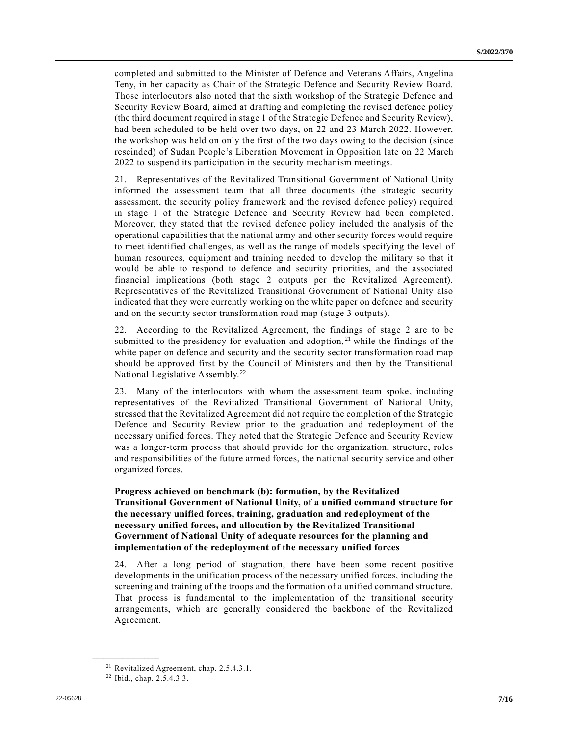completed and submitted to the Minister of Defence and Veterans Affairs, Angelina Teny, in her capacity as Chair of the Strategic Defence and Security Review Board. Those interlocutors also noted that the sixth workshop of the Strategic Defence and Security Review Board, aimed at drafting and completing the revised defence policy (the third document required in stage 1 of the Strategic Defence and Security Review), had been scheduled to be held over two days, on 22 and 23 March 2022. However, the workshop was held on only the first of the two days owing to the decision (since rescinded) of Sudan People's Liberation Movement in Opposition late on 22 March 2022 to suspend its participation in the security mechanism meetings.

21. Representatives of the Revitalized Transitional Government of National Unity informed the assessment team that all three documents (the strategic security assessment, the security policy framework and the revised defence policy) required in stage 1 of the Strategic Defence and Security Review had been completed. Moreover, they stated that the revised defence policy included the analysis of the operational capabilities that the national army and other security forces would require to meet identified challenges, as well as the range of models specifying the level of human resources, equipment and training needed to develop the military so that it would be able to respond to defence and security priorities, and the associated financial implications (both stage 2 outputs per the Revitalized Agreement). Representatives of the Revitalized Transitional Government of National Unity also indicated that they were currently working on the white paper on defence and security and on the security sector transformation road map (stage 3 outputs).

22. According to the Revitalized Agreement, the findings of stage 2 are to be submitted to the presidency for evaluation and adoption,[21] while the findings of the white paper on defence and security and the security sector transformation road map should be approved first by the Council of Ministers and then by the Transitional National Legislative Assembly.[22]

23. Many of the interlocutors with whom the assessment team spoke, including representatives of the Revitalized Transitional Government of National Unity, stressed that the Revitalized Agreement did not require the completion of the Strategic Defence and Security Review prior to the graduation and redeployment of the necessary unified forces. They noted that the Strategic Defence and Security Review was a longer-term process that should provide for the organization, structure, roles and responsibilities of the future armed forces, the national security service and other organized forces.

**Progress achieved on benchmark (b): formation, by the Revitalized Transitional Government of National Unity, of a unified command structure for the necessary unified forces, training, graduation and redeployment of the necessary unified forces, and allocation by the Revitalized Transitional Government of National Unity of adequate resources for the planning and implementation of the redeployment of the necessary unified forces**

24. After a long period of stagnation, there have been some recent positive developments in the unification process of the necessary unified forces, including the screening and training of the troops and the formation of a unified command structure. That process is fundamental to the implementation of the transitional security arrangements, which are generally considered the backbone of the Revitalized Agreement.

---

[21] Revitalized Agreement, chap. 2.5.4.3.1.

[22] Ibid., chap. 2.5.4.3.3.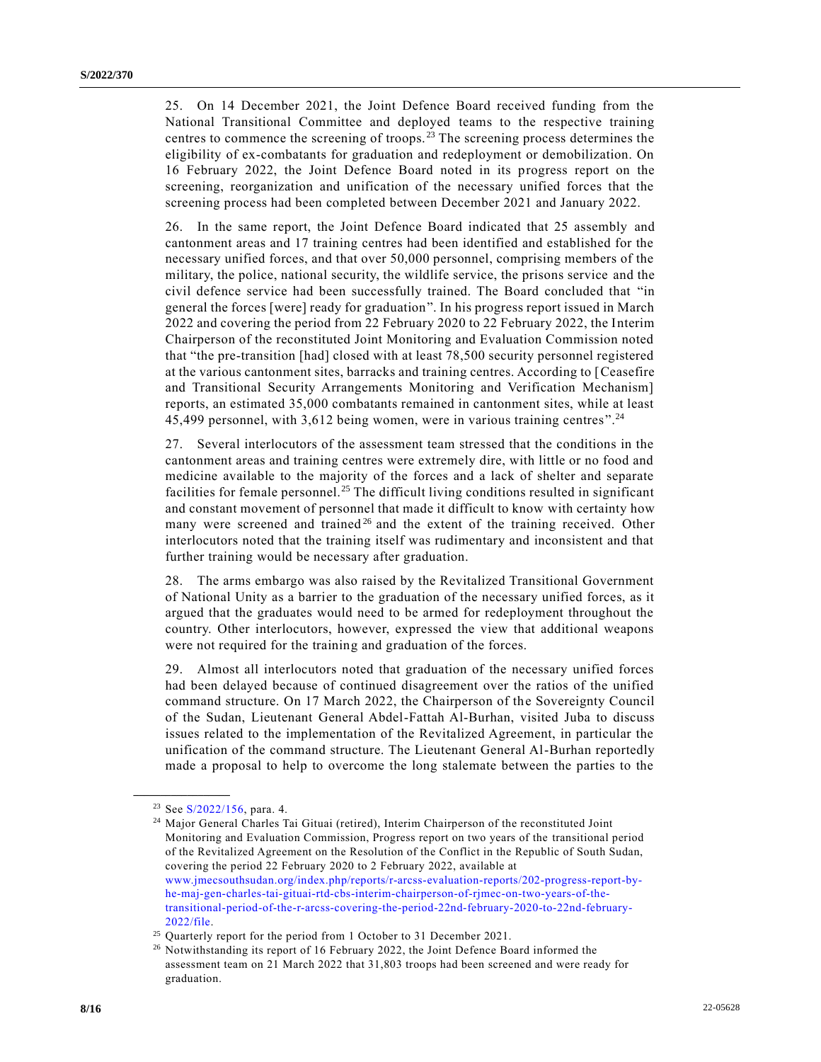25. On 14 December 2021, the Joint Defence Board received funding from the National Transitional Committee and deployed teams to the respective training centres to commence the screening of troops.[23] The screening process determines the eligibility of ex-combatants for graduation and redeployment or demobilization. On 16 February 2022, the Joint Defence Board noted in its progress report on the screening, reorganization and unification of the necessary unified forces that the screening process had been completed between December 2021 and January 2022.

26. In the same report, the Joint Defence Board indicated that 25 assembly and cantonment areas and 17 training centres had been identified and established for the necessary unified forces, and that over 50,000 personnel, comprising members of the military, the police, national security, the wildlife service, the prisons service and the civil defence service had been successfully trained. The Board concluded that "in general the forces [were] ready for graduation". In his progress report issued in March 2022 and covering the period from 22 February 2020 to 22 February 2022, the Interim Chairperson of the reconstituted Joint Monitoring and Evaluation Commission noted that "the pre-transition [had] closed with at least 78,500 security personnel registered at the various cantonment sites, barracks and training centres. According to [Ceasefire and Transitional Security Arrangements Monitoring and Verification Mechanism] reports, an estimated 35,000 combatants remained in cantonment sites, while at least 45,499 personnel, with 3,612 being women, were in various training centres".[24]

27. Several interlocutors of the assessment team stressed that the conditions in the cantonment areas and training centres were extremely dire, with little or no food and medicine available to the majority of the forces and a lack of shelter and separate facilities for female personnel.[25] The difficult living conditions resulted in significant and constant movement of personnel that made it difficult to know with certainty how many were screened and trained[26] and the extent of the training received. Other interlocutors noted that the training itself was rudimentary and inconsistent and that further training would be necessary after graduation.

28. The arms embargo was also raised by the Revitalized Transitional Government of National Unity as a barrier to the graduation of the necessary unified forces, as it argued that the graduates would need to be armed for redeployment throughout the country. Other interlocutors, however, expressed the view that additional weapons were not required for the training and graduation of the forces.

29. Almost all interlocutors noted that graduation of the necessary unified forces had been delayed because of continued disagreement over the ratios of the unified command structure. On 17 March 2022, the Chairperson of the Sovereignty Council of the Sudan, Lieutenant General Abdel-Fattah Al-Burhan, visited Juba to discuss issues related to the implementation of the Revitalized Agreement, in particular the unification of the command structure. The Lieutenant General Al-Burhan reportedly made a proposal to help to overcome the long stalemate between the parties to the

---

[23] See S/2022/156, para. 4.

[24] Major General Charles Tai Gituai (retired), Interim Chairperson of the reconstituted Joint Monitoring and Evaluation Commission, Progress report on two years of the transitional period of the Revitalized Agreement on the Resolution of the Conflict in the Republic of South Sudan, covering the period 22 February 2020 to 2 February 2022, available at www.jmecsouthsudan.org/index.php/reports/r-arcss-evaluation-reports/202-progress-report-by-he-maj-gen-charles-tai-gituai-rtd-cbs-interim-chairperson-of-rjmec-on-two-years-of-the-transitional-period-of-the-r-arcss-covering-the-period-22nd-february-2020-to-22nd-february-2022/file.

[25] Quarterly report for the period from 1 October to 31 December 2021.

[26] Notwithstanding its report of 16 February 2022, the Joint Defence Board informed the assessment team on 21 March 2022 that 31,803 troops had been screened and were ready for graduation.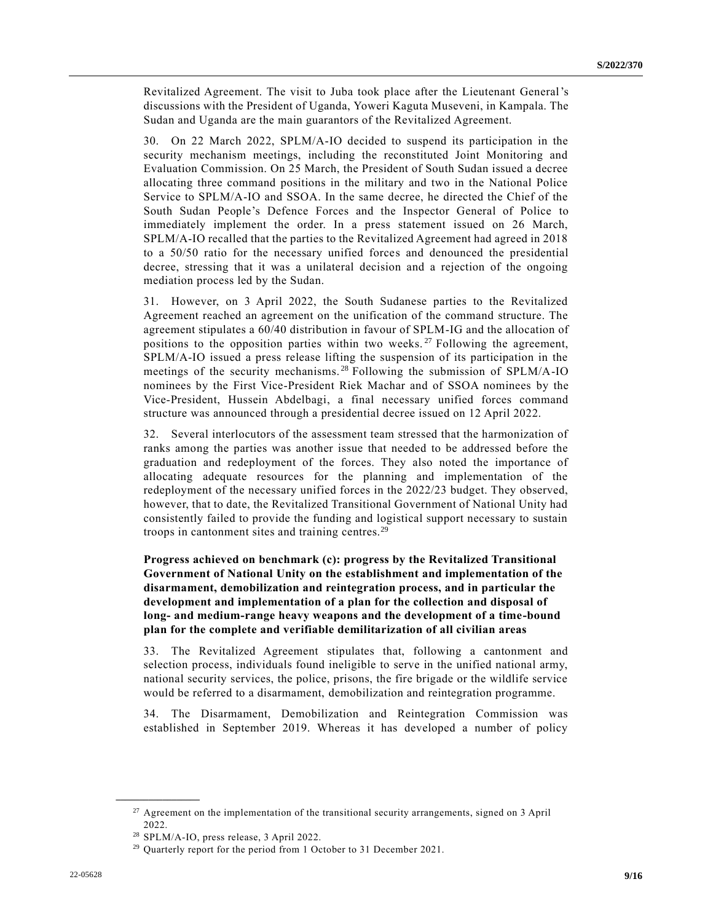Revitalized Agreement. The visit to Juba took place after the Lieutenant General's discussions with the President of Uganda, Yoweri Kaguta Museveni, in Kampala. The Sudan and Uganda are the main guarantors of the Revitalized Agreement.

30. On 22 March 2022, SPLM/A-IO decided to suspend its participation in the security mechanism meetings, including the reconstituted Joint Monitoring and Evaluation Commission. On 25 March, the President of South Sudan issued a decree allocating three command positions in the military and two in the National Police Service to SPLM/A-IO and SSOA. In the same decree, he directed the Chief of the South Sudan People's Defence Forces and the Inspector General of Police to immediately implement the order. In a press statement issued on 26 March, SPLM/A-IO recalled that the parties to the Revitalized Agreement had agreed in 2018 to a 50/50 ratio for the necessary unified forces and denounced the presidential decree, stressing that it was a unilateral decision and a rejection of the ongoing mediation process led by the Sudan.

31. However, on 3 April 2022, the South Sudanese parties to the Revitalized Agreement reached an agreement on the unification of the command structure. The agreement stipulates a 60/40 distribution in favour of SPLM-IG and the allocation of positions to the opposition parties within two weeks.[27] Following the agreement, SPLM/A-IO issued a press release lifting the suspension of its participation in the meetings of the security mechanisms.[28] Following the submission of SPLM/A-IO nominees by the First Vice-President Riek Machar and of SSOA nominees by the Vice-President, Hussein Abdelbagi, a final necessary unified forces command structure was announced through a presidential decree issued on 12 April 2022.

32. Several interlocutors of the assessment team stressed that the harmonization of ranks among the parties was another issue that needed to be addressed before the graduation and redeployment of the forces. They also noted the importance of allocating adequate resources for the planning and implementation of the redeployment of the necessary unified forces in the 2022/23 budget. They observed, however, that to date, the Revitalized Transitional Government of National Unity had consistently failed to provide the funding and logistical support necessary to sustain troops in cantonment sites and training centres.[29]

**Progress achieved on benchmark (c): progress by the Revitalized Transitional Government of National Unity on the establishment and implementation of the disarmament, demobilization and reintegration process, and in particular the development and implementation of a plan for the collection and disposal of long- and medium-range heavy weapons and the development of a time-bound plan for the complete and verifiable demilitarization of all civilian areas**

33. The Revitalized Agreement stipulates that, following a cantonment and selection process, individuals found ineligible to serve in the unified national army, national security services, the police, prisons, the fire brigade or the wildlife service would be referred to a disarmament, demobilization and reintegration programme.

34. The Disarmament, Demobilization and Reintegration Commission was established in September 2019. Whereas it has developed a number of policy

---

[27] Agreement on the implementation of the transitional security arrangements, signed on 3 April 2022.

[28] SPLM/A-IO, press release, 3 April 2022.

[29] Quarterly report for the period from 1 October to 31 December 2021.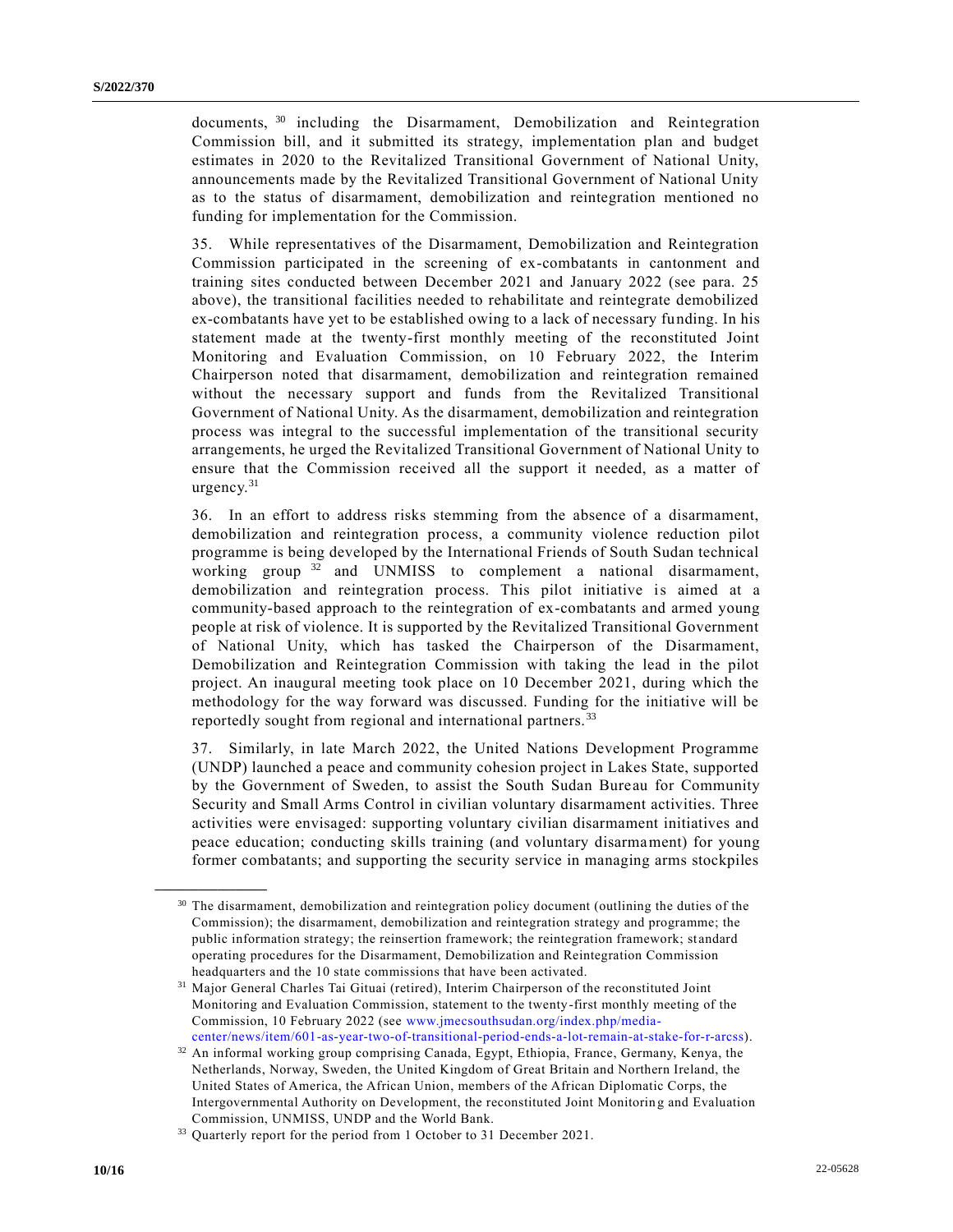documents, [30] including the Disarmament, Demobilization and Reintegration Commission bill, and it submitted its strategy, implementation plan and budget estimates in 2020 to the Revitalized Transitional Government of National Unity, announcements made by the Revitalized Transitional Government of National Unity as to the status of disarmament, demobilization and reintegration mentioned no funding for implementation for the Commission.

35. While representatives of the Disarmament, Demobilization and Reintegration Commission participated in the screening of ex-combatants in cantonment and training sites conducted between December 2021 and January 2022 (see para. 25 above), the transitional facilities needed to rehabilitate and reintegrate demobilized ex-combatants have yet to be established owing to a lack of necessary funding. In his statement made at the twenty-first monthly meeting of the reconstituted Joint Monitoring and Evaluation Commission, on 10 February 2022, the Interim Chairperson noted that disarmament, demobilization and reintegration remained without the necessary support and funds from the Revitalized Transitional Government of National Unity. As the disarmament, demobilization and reintegration process was integral to the successful implementation of the transitional security arrangements, he urged the Revitalized Transitional Government of National Unity to ensure that the Commission received all the support it needed, as a matter of urgency.[31]

36. In an effort to address risks stemming from the absence of a disarmament, demobilization and reintegration process, a community violence reduction pilot programme is being developed by the International Friends of South Sudan technical working group [32] and UNMISS to complement a national disarmament, demobilization and reintegration process. This pilot initiative is aimed at a community-based approach to the reintegration of ex-combatants and armed young people at risk of violence. It is supported by the Revitalized Transitional Government of National Unity, which has tasked the Chairperson of the Disarmament, Demobilization and Reintegration Commission with taking the lead in the pilot project. An inaugural meeting took place on 10 December 2021, during which the methodology for the way forward was discussed. Funding for the initiative will be reportedly sought from regional and international partners.[33]

37. Similarly, in late March 2022, the United Nations Development Programme (UNDP) launched a peace and community cohesion project in Lakes State, supported by the Government of Sweden, to assist the South Sudan Bureau for Community Security and Small Arms Control in civilian voluntary disarmament activities. Three activities were envisaged: supporting voluntary civilian disarmament initiatives and peace education; conducting skills training (and voluntary disarmament) for young former combatants; and supporting the security service in managing arms stockpiles

---

[30] The disarmament, demobilization and reintegration policy document (outlining the duties of the Commission); the disarmament, demobilization and reintegration strategy and programme; the public information strategy; the reinsertion framework; the reintegration framework; standard operating procedures for the Disarmament, Demobilization and Reintegration Commission headquarters and the 10 state commissions that have been activated.

[31] Major General Charles Tai Gituai (retired), Interim Chairperson of the reconstituted Joint Monitoring and Evaluation Commission, statement to the twenty-first monthly meeting of the Commission, 10 February 2022 (see www.jmecsouthsudan.org/index.php/media-center/news/item/601-as-year-two-of-transitional-period-ends-a-lot-remain-at-stake-for-r-arcss).

[32] An informal working group comprising Canada, Egypt, Ethiopia, France, Germany, Kenya, the Netherlands, Norway, Sweden, the United Kingdom of Great Britain and Northern Ireland, the United States of America, the African Union, members of the African Diplomatic Corps, the Intergovernmental Authority on Development, the reconstituted Joint Monitoring and Evaluation Commission, UNMISS, UNDP and the World Bank.

[33] Quarterly report for the period from 1 October to 31 December 2021.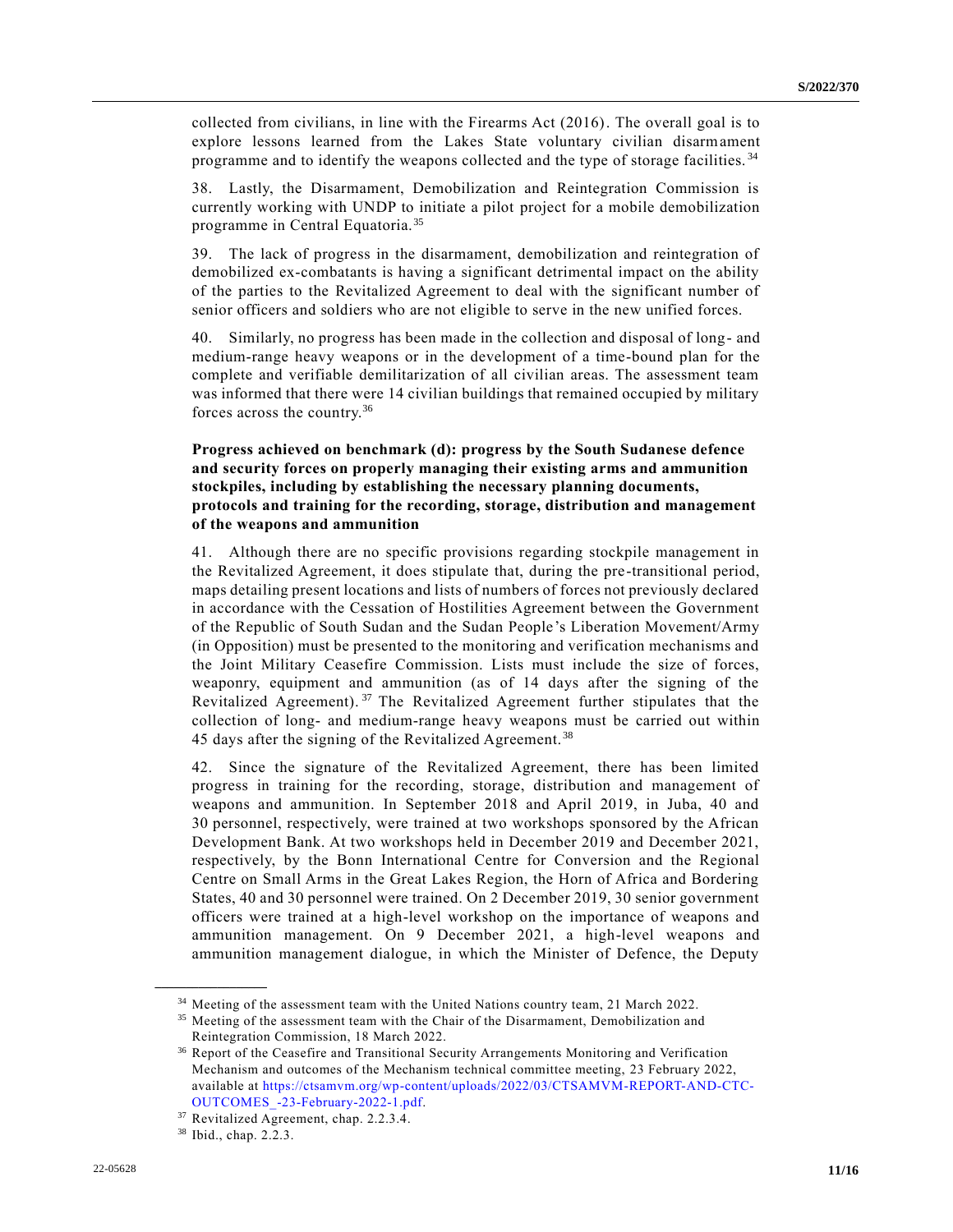collected from civilians, in line with the Firearms Act (2016). The overall goal is to explore lessons learned from the Lakes State voluntary civilian disarmament programme and to identify the weapons collected and the type of storage facilities.[34]

38. Lastly, the Disarmament, Demobilization and Reintegration Commission is currently working with UNDP to initiate a pilot project for a mobile demobilization programme in Central Equatoria.[35]

39. The lack of progress in the disarmament, demobilization and reintegration of demobilized ex-combatants is having a significant detrimental impact on the ability of the parties to the Revitalized Agreement to deal with the significant number of senior officers and soldiers who are not eligible to serve in the new unified forces.

40. Similarly, no progress has been made in the collection and disposal of long- and medium-range heavy weapons or in the development of a time-bound plan for the complete and verifiable demilitarization of all civilian areas. The assessment team was informed that there were 14 civilian buildings that remained occupied by military forces across the country.[36]

**Progress achieved on benchmark (d): progress by the South Sudanese defence and security forces on properly managing their existing arms and ammunition stockpiles, including by establishing the necessary planning documents, protocols and training for the recording, storage, distribution and management of the weapons and ammunition**

41. Although there are no specific provisions regarding stockpile management in the Revitalized Agreement, it does stipulate that, during the pre-transitional period, maps detailing present locations and lists of numbers of forces not previously declared in accordance with the Cessation of Hostilities Agreement between the Government of the Republic of South Sudan and the Sudan People's Liberation Movement/Army (in Opposition) must be presented to the monitoring and verification mechanisms and the Joint Military Ceasefire Commission. Lists must include the size of forces, weaponry, equipment and ammunition (as of 14 days after the signing of the Revitalized Agreement).[37] The Revitalized Agreement further stipulates that the collection of long- and medium-range heavy weapons must be carried out within 45 days after the signing of the Revitalized Agreement.[38]

42. Since the signature of the Revitalized Agreement, there has been limited progress in training for the recording, storage, distribution and management of weapons and ammunition. In September 2018 and April 2019, in Juba, 40 and 30 personnel, respectively, were trained at two workshops sponsored by the African Development Bank. At two workshops held in December 2019 and December 2021, respectively, by the Bonn International Centre for Conversion and the Regional Centre on Small Arms in the Great Lakes Region, the Horn of Africa and Bordering States, 40 and 30 personnel were trained. On 2 December 2019, 30 senior government officers were trained at a high-level workshop on the importance of weapons and ammunition management. On 9 December 2021, a high-level weapons and ammunition management dialogue, in which the Minister of Defence, the Deputy

---

[34] Meeting of the assessment team with the United Nations country team, 21 March 2022.

[35] Meeting of the assessment team with the Chair of the Disarmament, Demobilization and Reintegration Commission, 18 March 2022.

[36] Report of the Ceasefire and Transitional Security Arrangements Monitoring and Verification Mechanism and outcomes of the Mechanism technical committee meeting, 23 February 2022, available at https://ctsamvm.org/wp-content/uploads/2022/03/CTSAMVM-REPORT-AND-CTC-OUTCOMES_-23-February-2022-1.pdf.

[37] Revitalized Agreement, chap. 2.2.3.4.

[38] Ibid., chap. 2.2.3.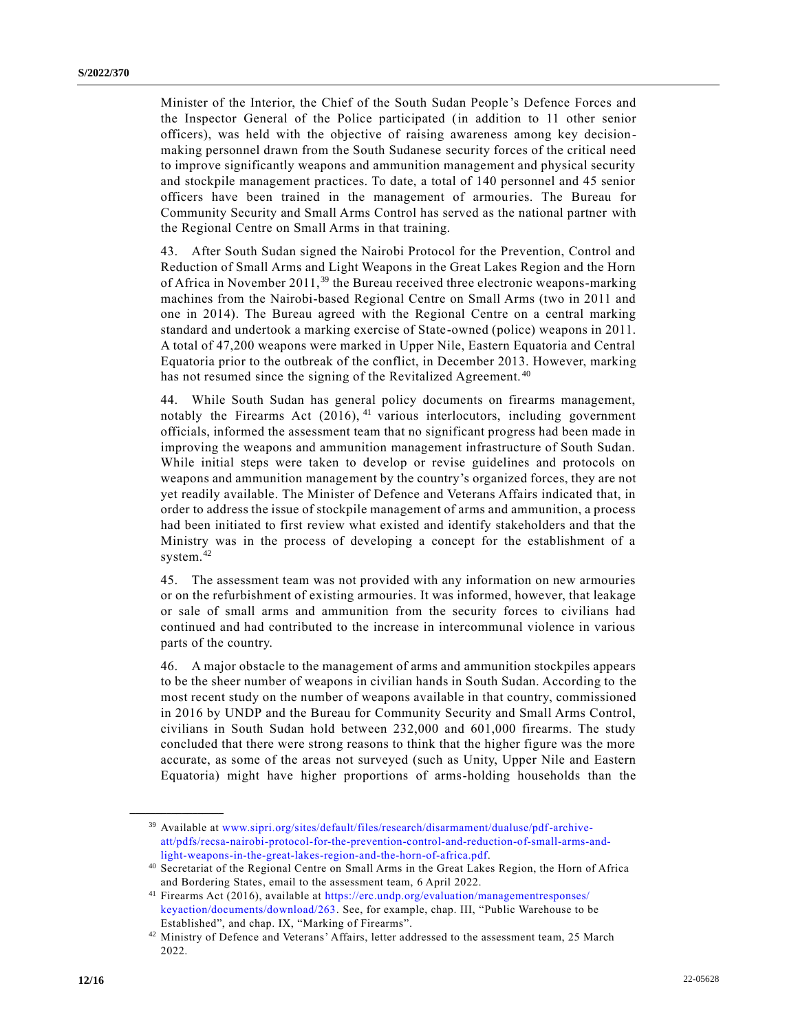Minister of the Interior, the Chief of the South Sudan People's Defence Forces and the Inspector General of the Police participated (in addition to 11 other senior officers), was held with the objective of raising awareness among key decision-making personnel drawn from the South Sudanese security forces of the critical need to improve significantly weapons and ammunition management and physical security and stockpile management practices. To date, a total of 140 personnel and 45 senior officers have been trained in the management of armouries. The Bureau for Community Security and Small Arms Control has served as the national partner with the Regional Centre on Small Arms in that training.

43. After South Sudan signed the Nairobi Protocol for the Prevention, Control and Reduction of Small Arms and Light Weapons in the Great Lakes Region and the Horn of Africa in November 2011,[39] the Bureau received three electronic weapons-marking machines from the Nairobi-based Regional Centre on Small Arms (two in 2011 and one in 2014). The Bureau agreed with the Regional Centre on a central marking standard and undertook a marking exercise of State-owned (police) weapons in 2011. A total of 47,200 weapons were marked in Upper Nile, Eastern Equatoria and Central Equatoria prior to the outbreak of the conflict, in December 2013. However, marking has not resumed since the signing of the Revitalized Agreement.[40]

44. While South Sudan has general policy documents on firearms management, notably the Firearms Act (2016),[41] various interlocutors, including government officials, informed the assessment team that no significant progress had been made in improving the weapons and ammunition management infrastructure of South Sudan. While initial steps were taken to develop or revise guidelines and protocols on weapons and ammunition management by the country's organized forces, they are not yet readily available. The Minister of Defence and Veterans Affairs indicated that, in order to address the issue of stockpile management of arms and ammunition, a process had been initiated to first review what existed and identify stakeholders and that the Ministry was in the process of developing a concept for the establishment of a system.[42]

45. The assessment team was not provided with any information on new armouries or on the refurbishment of existing armouries. It was informed, however, that leakage or sale of small arms and ammunition from the security forces to civilians had continued and had contributed to the increase in intercommunal violence in various parts of the country.

46. A major obstacle to the management of arms and ammunition stockpiles appears to be the sheer number of weapons in civilian hands in South Sudan. According to the most recent study on the number of weapons available in that country, commissioned in 2016 by UNDP and the Bureau for Community Security and Small Arms Control, civilians in South Sudan hold between 232,000 and 601,000 firearms. The study concluded that there were strong reasons to think that the higher figure was the more accurate, as some of the areas not surveyed (such as Unity, Upper Nile and Eastern Equatoria) might have higher proportions of arms-holding households than the

---

[39] Available at www.sipri.org/sites/default/files/research/disarmament/dualuse/pdf-archive-att/pdfs/recsa-nairobi-protocol-for-the-prevention-control-and-reduction-of-small-arms-and-light-weapons-in-the-great-lakes-region-and-the-horn-of-africa.pdf.

[40] Secretariat of the Regional Centre on Small Arms in the Great Lakes Region, the Horn of Africa and Bordering States, email to the assessment team, 6 April 2022.

[41] Firearms Act (2016), available at https://erc.undp.org/evaluation/managementresponses/keyaction/documents/download/263. See, for example, chap. III, "Public Warehouse to be Established", and chap. IX, "Marking of Firearms".

[42] Ministry of Defence and Veterans' Affairs, letter addressed to the assessment team, 25 March 2022.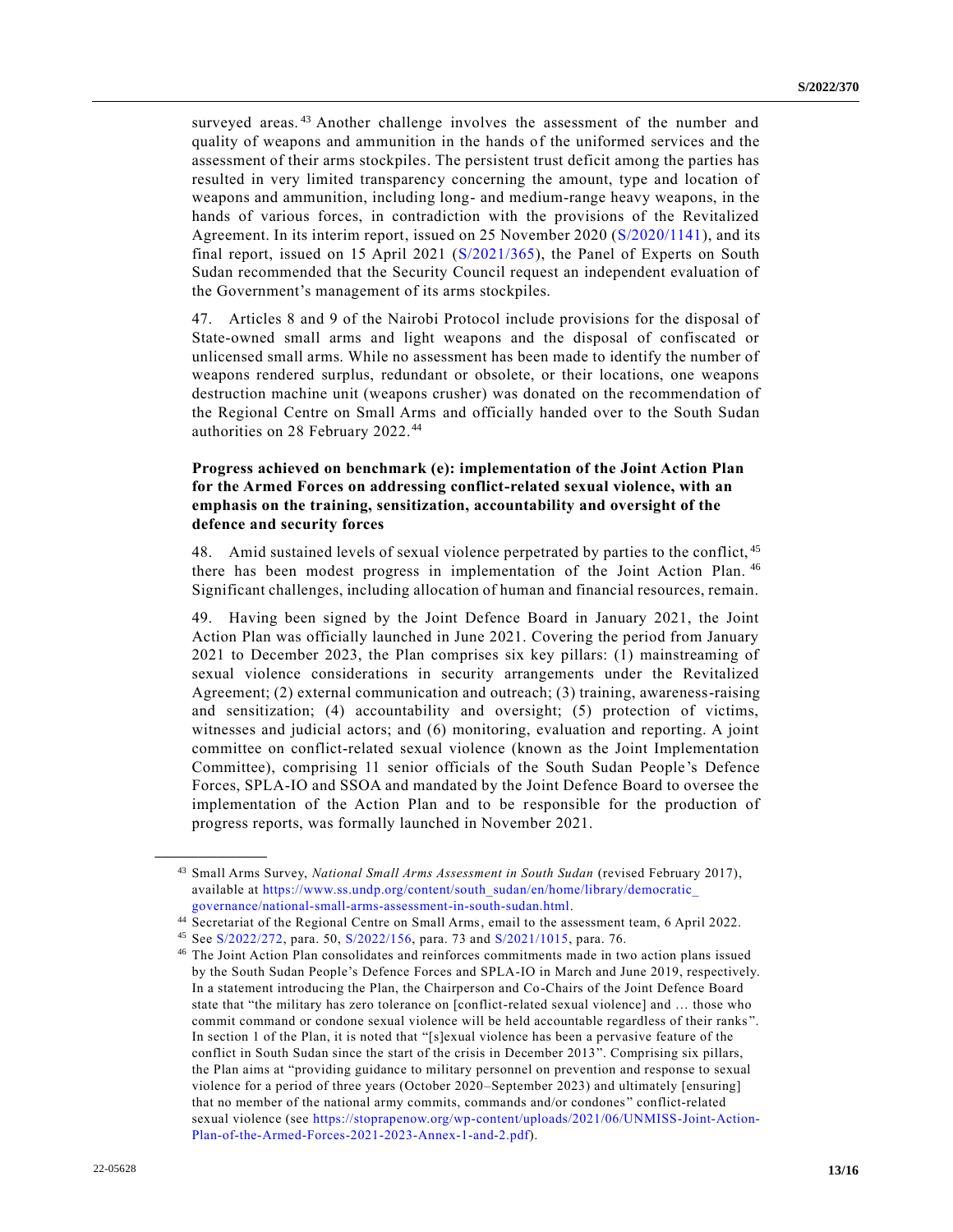surveyed areas.[43] Another challenge involves the assessment of the number and quality of weapons and ammunition in the hands of the uniformed services and the assessment of their arms stockpiles. The persistent trust deficit among the parties has resulted in very limited transparency concerning the amount, type and location of weapons and ammunition, including long- and medium-range heavy weapons, in the hands of various forces, in contradiction with the provisions of the Revitalized Agreement. In its interim report, issued on 25 November 2020 (S/2020/1141), and its final report, issued on 15 April 2021 (S/2021/365), the Panel of Experts on South Sudan recommended that the Security Council request an independent evaluation of the Government's management of its arms stockpiles.

47. Articles 8 and 9 of the Nairobi Protocol include provisions for the disposal of State-owned small arms and light weapons and the disposal of confiscated or unlicensed small arms. While no assessment has been made to identify the number of weapons rendered surplus, redundant or obsolete, or their locations, one weapons destruction machine unit (weapons crusher) was donated on the recommendation of the Regional Centre on Small Arms and officially handed over to the South Sudan authorities on 28 February 2022.[44]

**Progress achieved on benchmark (e): implementation of the Joint Action Plan for the Armed Forces on addressing conflict-related sexual violence, with an emphasis on the training, sensitization, accountability and oversight of the defence and security forces**

48. Amid sustained levels of sexual violence perpetrated by parties to the conflict,[45] there has been modest progress in implementation of the Joint Action Plan.[46] Significant challenges, including allocation of human and financial resources, remain.

49. Having been signed by the Joint Defence Board in January 2021, the Joint Action Plan was officially launched in June 2021. Covering the period from January 2021 to December 2023, the Plan comprises six key pillars: (1) mainstreaming of sexual violence considerations in security arrangements under the Revitalized Agreement; (2) external communication and outreach; (3) training, awareness-raising and sensitization; (4) accountability and oversight; (5) protection of victims, witnesses and judicial actors; and (6) monitoring, evaluation and reporting. A joint committee on conflict-related sexual violence (known as the Joint Implementation Committee), comprising 11 senior officials of the South Sudan People's Defence Forces, SPLA-IO and SSOA and mandated by the Joint Defence Board to oversee the implementation of the Action Plan and to be responsible for the production of progress reports, was formally launched in November 2021.

---

[43] Small Arms Survey, *National Small Arms Assessment in South Sudan* (revised February 2017), available at https://www.ss.undp.org/content/south_sudan/en/home/library/democratic_governance/national-small-arms-assessment-in-south-sudan.html.

[44] Secretariat of the Regional Centre on Small Arms, email to the assessment team, 6 April 2022.

[45] See S/2022/272, para. 50, S/2022/156, para. 73 and S/2021/1015, para. 76.

[46] The Joint Action Plan consolidates and reinforces commitments made in two action plans issued by the South Sudan People's Defence Forces and SPLA-IO in March and June 2019, respectively. In a statement introducing the Plan, the Chairperson and Co-Chairs of the Joint Defence Board state that "the military has zero tolerance on [conflict-related sexual violence] and … those who commit command or condone sexual violence will be held accountable regardless of their ranks". In section 1 of the Plan, it is noted that "[s]exual violence has been a pervasive feature of the conflict in South Sudan since the start of the crisis in December 2013". Comprising six pillars, the Plan aims at "providing guidance to military personnel on prevention and response to sexual violence for a period of three years (October 2020–September 2023) and ultimately [ensuring] that no member of the national army commits, commands and/or condones" conflict-related sexual violence (see https://stoprapenow.org/wp-content/uploads/2021/06/UNMISS-Joint-Action-Plan-of-the-Armed-Forces-2021-2023-Annex-1-and-2.pdf).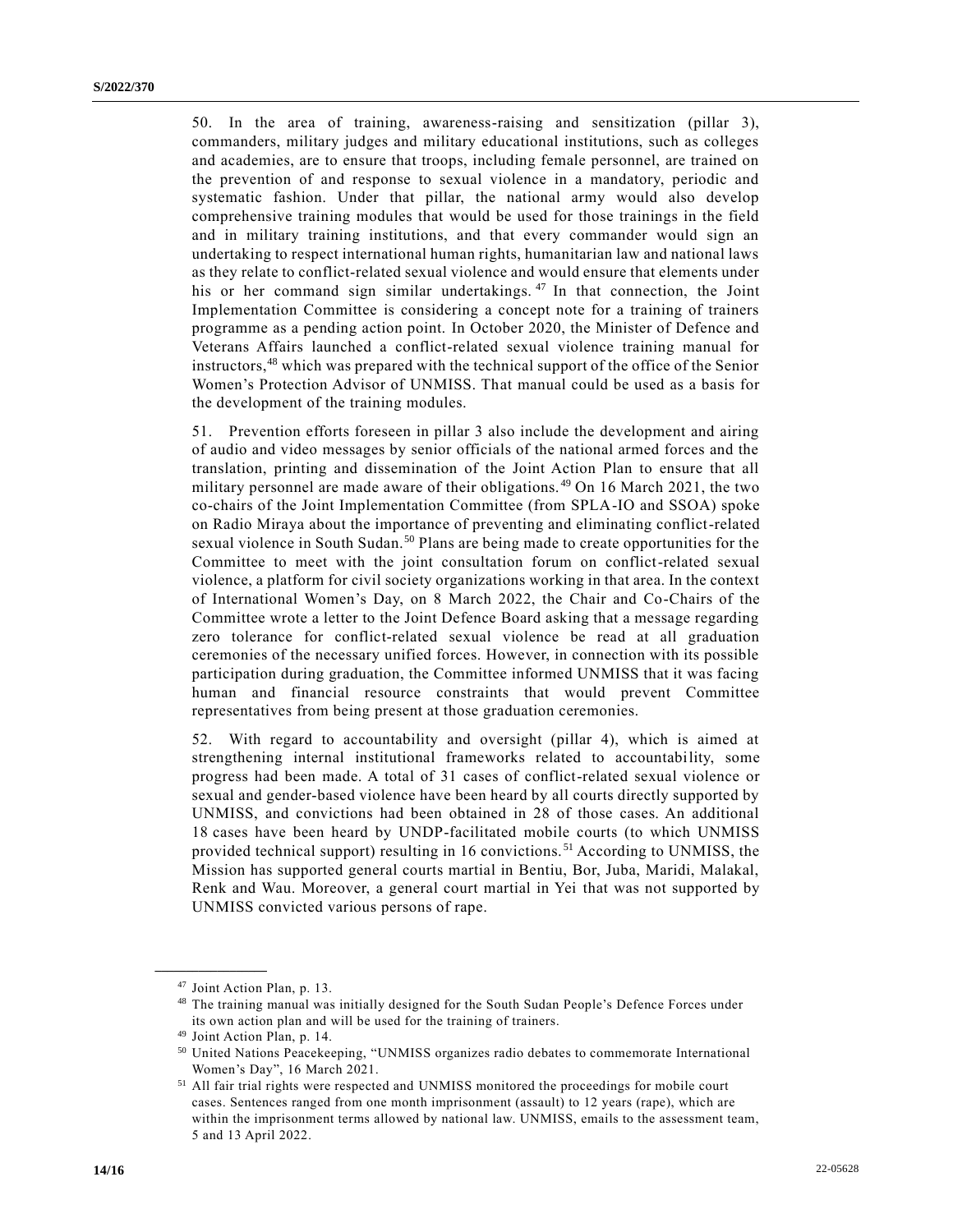50. In the area of training, awareness-raising and sensitization (pillar 3), commanders, military judges and military educational institutions, such as colleges and academies, are to ensure that troops, including female personnel, are trained on the prevention of and response to sexual violence in a mandatory, periodic and systematic fashion. Under that pillar, the national army would also develop comprehensive training modules that would be used for those trainings in the field and in military training institutions, and that every commander would sign an undertaking to respect international human rights, humanitarian law and national laws as they relate to conflict-related sexual violence and would ensure that elements under his or her command sign similar undertakings.[47] In that connection, the Joint Implementation Committee is considering a concept note for a training of trainers programme as a pending action point. In October 2020, the Minister of Defence and Veterans Affairs launched a conflict-related sexual violence training manual for instructors,[48] which was prepared with the technical support of the office of the Senior Women's Protection Advisor of UNMISS. That manual could be used as a basis for the development of the training modules.

51. Prevention efforts foreseen in pillar 3 also include the development and airing of audio and video messages by senior officials of the national armed forces and the translation, printing and dissemination of the Joint Action Plan to ensure that all military personnel are made aware of their obligations.[49] On 16 March 2021, the two co-chairs of the Joint Implementation Committee (from SPLA-IO and SSOA) spoke on Radio Miraya about the importance of preventing and eliminating conflict-related sexual violence in South Sudan.[50] Plans are being made to create opportunities for the Committee to meet with the joint consultation forum on conflict-related sexual violence, a platform for civil society organizations working in that area. In the context of International Women's Day, on 8 March 2022, the Chair and Co-Chairs of the Committee wrote a letter to the Joint Defence Board asking that a message regarding zero tolerance for conflict-related sexual violence be read at all graduation ceremonies of the necessary unified forces. However, in connection with its possible participation during graduation, the Committee informed UNMISS that it was facing human and financial resource constraints that would prevent Committee representatives from being present at those graduation ceremonies.

52. With regard to accountability and oversight (pillar 4), which is aimed at strengthening internal institutional frameworks related to accountability, some progress had been made. A total of 31 cases of conflict-related sexual violence or sexual and gender-based violence have been heard by all courts directly supported by UNMISS, and convictions had been obtained in 28 of those cases. An additional 18 cases have been heard by UNDP-facilitated mobile courts (to which UNMISS provided technical support) resulting in 16 convictions.[51] According to UNMISS, the Mission has supported general courts martial in Bentiu, Bor, Juba, Maridi, Malakal, Renk and Wau. Moreover, a general court martial in Yei that was not supported by UNMISS convicted various persons of rape.

---

[47] Joint Action Plan, p. 13.

[48] The training manual was initially designed for the South Sudan People's Defence Forces under its own action plan and will be used for the training of trainers.

[49] Joint Action Plan, p. 14.

[50] United Nations Peacekeeping, "UNMISS organizes radio debates to commemorate International Women's Day", 16 March 2021.

[51] All fair trial rights were respected and UNMISS monitored the proceedings for mobile court cases. Sentences ranged from one month imprisonment (assault) to 12 years (rape), which are within the imprisonment terms allowed by national law. UNMISS, emails to the assessment team, 5 and 13 April 2022.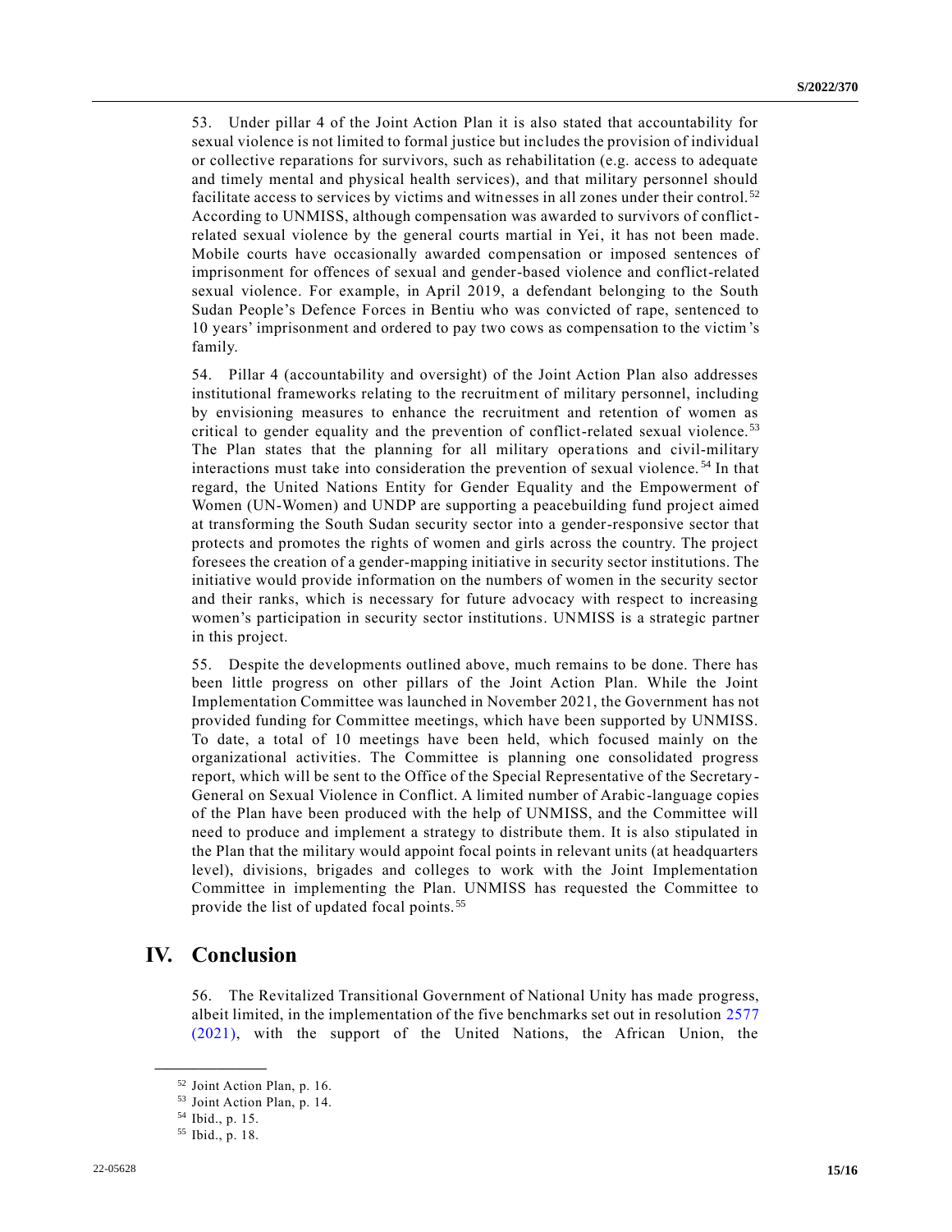53. Under pillar 4 of the Joint Action Plan it is also stated that accountability for sexual violence is not limited to formal justice but includes the provision of individual or collective reparations for survivors, such as rehabilitation (e.g. access to adequate and timely mental and physical health services), and that military personnel should facilitate access to services by victims and witnesses in all zones under their control.[52] According to UNMISS, although compensation was awarded to survivors of conflict-related sexual violence by the general courts martial in Yei, it has not been made. Mobile courts have occasionally awarded compensation or imposed sentences of imprisonment for offences of sexual and gender-based violence and conflict-related sexual violence. For example, in April 2019, a defendant belonging to the South Sudan People's Defence Forces in Bentiu who was convicted of rape, sentenced to 10 years' imprisonment and ordered to pay two cows as compensation to the victim's family.

54. Pillar 4 (accountability and oversight) of the Joint Action Plan also addresses institutional frameworks relating to the recruitment of military personnel, including by envisioning measures to enhance the recruitment and retention of women as critical to gender equality and the prevention of conflict-related sexual violence.[53] The Plan states that the planning for all military operations and civil-military interactions must take into consideration the prevention of sexual violence.[54] In that regard, the United Nations Entity for Gender Equality and the Empowerment of Women (UN-Women) and UNDP are supporting a peacebuilding fund project aimed at transforming the South Sudan security sector into a gender-responsive sector that protects and promotes the rights of women and girls across the country. The project foresees the creation of a gender-mapping initiative in security sector institutions. The initiative would provide information on the numbers of women in the security sector and their ranks, which is necessary for future advocacy with respect to increasing women's participation in security sector institutions. UNMISS is a strategic partner in this project.

55. Despite the developments outlined above, much remains to be done. There has been little progress on other pillars of the Joint Action Plan. While the Joint Implementation Committee was launched in November 2021, the Government has not provided funding for Committee meetings, which have been supported by UNMISS. To date, a total of 10 meetings have been held, which focused mainly on the organizational activities. The Committee is planning one consolidated progress report, which will be sent to the Office of the Special Representative of the Secretary-General on Sexual Violence in Conflict. A limited number of Arabic-language copies of the Plan have been produced with the help of UNMISS, and the Committee will need to produce and implement a strategy to distribute them. It is also stipulated in the Plan that the military would appoint focal points in relevant units (at headquarters level), divisions, brigades and colleges to work with the Joint Implementation Committee in implementing the Plan. UNMISS has requested the Committee to provide the list of updated focal points.[55]

# IV. Conclusion

56. The Revitalized Transitional Government of National Unity has made progress, albeit limited, in the implementation of the five benchmarks set out in resolution 2577 (2021), with the support of the United Nations, the African Union, the

---

[52] Joint Action Plan, p. 16.

[53] Joint Action Plan, p. 14.

[54] Ibid., p. 15.

[55] Ibid., p. 18.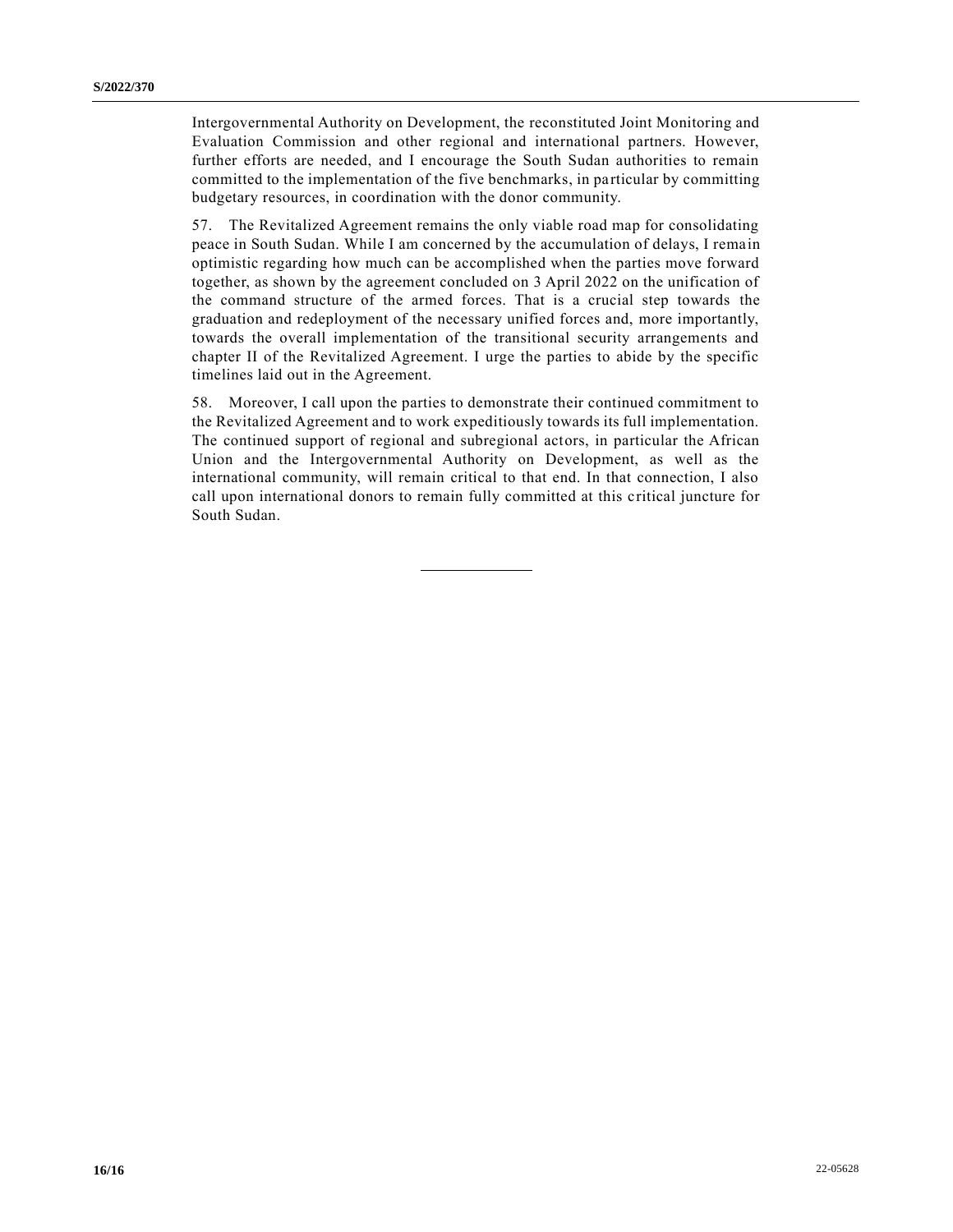Intergovernmental Authority on Development, the reconstituted Joint Monitoring and Evaluation Commission and other regional and international partners. However, further efforts are needed, and I encourage the South Sudan authorities to remain committed to the implementation of the five benchmarks, in particular by committing budgetary resources, in coordination with the donor community.

57. The Revitalized Agreement remains the only viable road map for consolidating peace in South Sudan. While I am concerned by the accumulation of delays, I remain optimistic regarding how much can be accomplished when the parties move forward together, as shown by the agreement concluded on 3 April 2022 on the unification of the command structure of the armed forces. That is a crucial step towards the graduation and redeployment of the necessary unified forces and, more importantly, towards the overall implementation of the transitional security arrangements and chapter II of the Revitalized Agreement. I urge the parties to abide by the specific timelines laid out in the Agreement.

58. Moreover, I call upon the parties to demonstrate their continued commitment to the Revitalized Agreement and to work expeditiously towards its full implementation. The continued support of regional and subregional actors, in particular the African Union and the Intergovernmental Authority on Development, as well as the international community, will remain critical to that end. In that connection, I also call upon international donors to remain fully committed at this critical juncture for South Sudan.